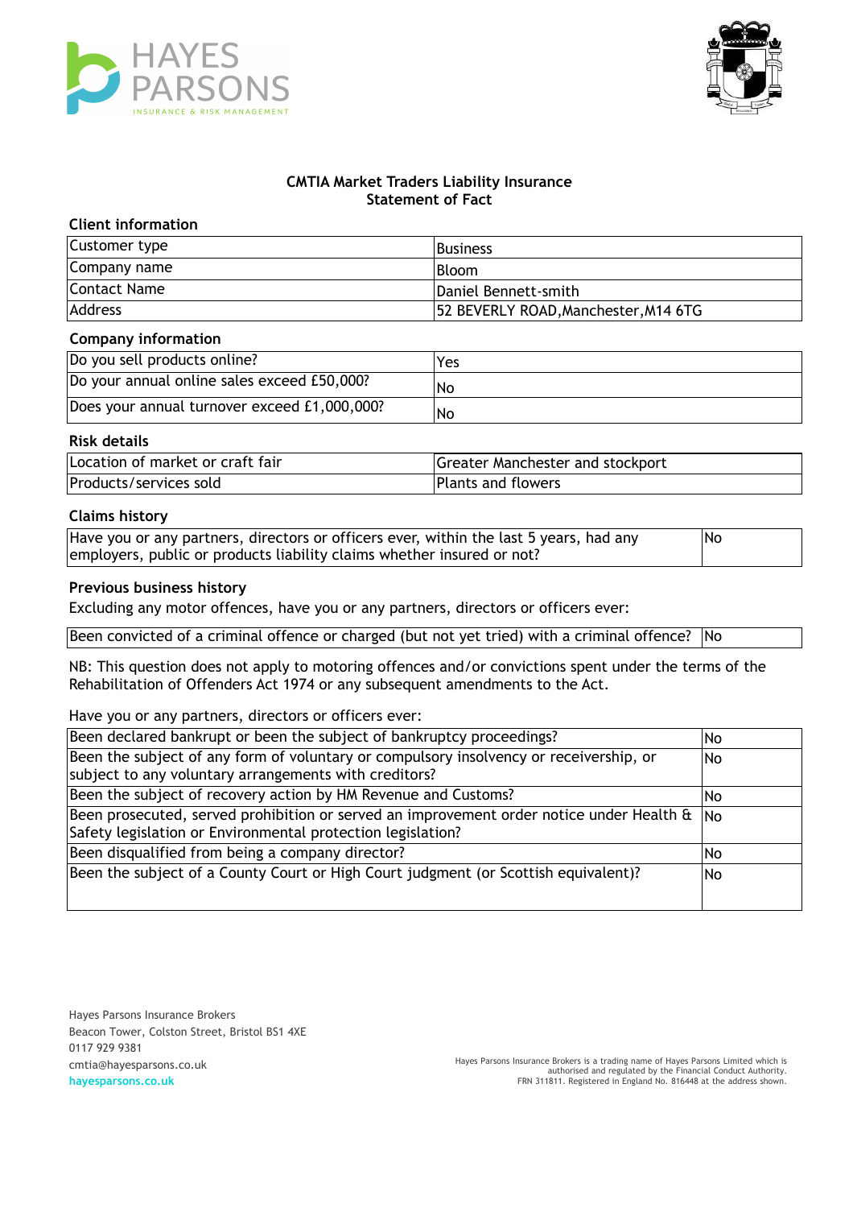## CMTIA Market Traders Liability Insurance
## Statement of Fact

### Client information

| | |
|---|---|
| Customer type | Business |
| Company name | Bloom |
| Contact Name | Daniel Bennett-smith |
| Address | 52 BEVERLY ROAD,Manchester,M14 6TG |

### Company information

| | |
|---|---|
| Do you sell products online? | Yes |
| Do your annual online sales exceed £50,000? | No |
| Does your annual turnover exceed £1,000,000? | No |

### Risk details

| | |
|---|---|
| Location of market or craft fair | Greater Manchester and stockport |
| Products/services sold | Plants and flowers |

### Claims history

| | |
|---|---|
| Have you or any partners, directors or officers ever, within the last 5 years, had any employers, public or products liability claims whether insured or not? | No |

### Previous business history

Excluding any motor offences, have you or any partners, directors or officers ever:

| | |
|---|---|
| Been convicted of a criminal offence or charged (but not yet tried) with a criminal offence? | No |

NB: This question does not apply to motoring offences and/or convictions spent under the terms of the Rehabilitation of Offenders Act 1974 or any subsequent amendments to the Act.

Have you or any partners, directors or officers ever:

| | |
|---|---|
| Been declared bankrupt or been the subject of bankruptcy proceedings? | No |
| Been the subject of any form of voluntary or compulsory insolvency or receivership, or subject to any voluntary arrangements with creditors? | No |
| Been the subject of recovery action by HM Revenue and Customs? | No |
| Been prosecuted, served prohibition or served an improvement order notice under Health & Safety legislation or Environmental protection legislation? | No |
| Been disqualified from being a company director? | No |
| Been the subject of a County Court or High Court judgment (or Scottish equivalent)? | No |

Hayes Parsons Insurance Brokers
Beacon Tower, Colston Street, Bristol BS1 4XE
0117 929 9381
cmtia@hayesparsons.co.uk
hayesparsons.co.uk

Hayes Parsons Insurance Brokers is a trading name of Hayes Parsons Limited which is authorised and regulated by the Financial Conduct Authority. FRN 311811. Registered in England No. 816448 at the address shown.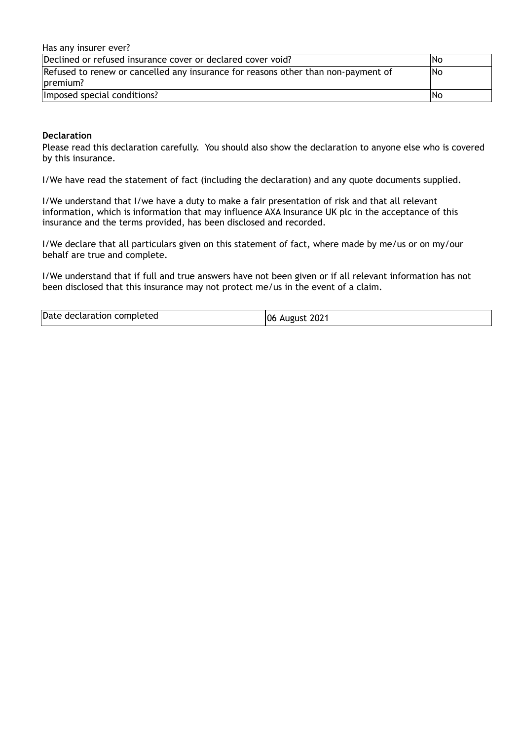Has any insurer ever?

| | |
|---|---|
| Declined or refused insurance cover or declared cover void? | No |
| Refused to renew or cancelled any insurance for reasons other than non-payment of premium? | No |
| Imposed special conditions? | No |

**Declaration**

Please read this declaration carefully. You should also show the declaration to anyone else who is covered by this insurance.

I/We have read the statement of fact (including the declaration) and any quote documents supplied.

I/We understand that I/we have a duty to make a fair presentation of risk and that all relevant information, which is information that may influence AXA Insurance UK plc in the acceptance of this insurance and the terms provided, has been disclosed and recorded.

I/We declare that all particulars given on this statement of fact, where made by me/us or on my/our behalf are true and complete.

I/We understand that if full and true answers have not been given or if all relevant information has not been disclosed that this insurance may not protect me/us in the event of a claim.

| | |
|---|---|
| Date declaration completed | 06 August 2021 |